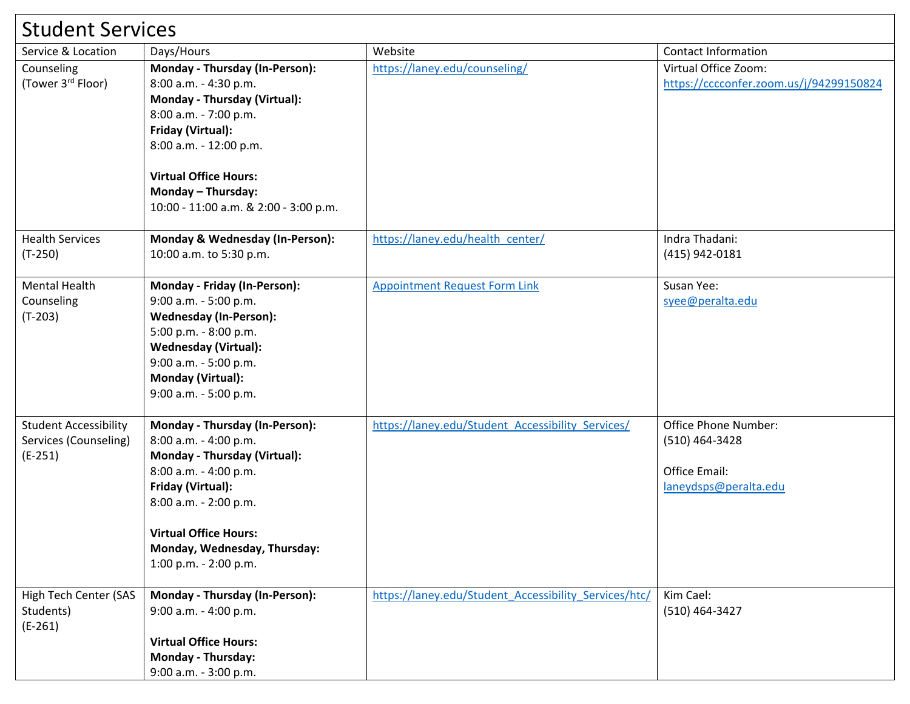# Student Services

| Service & Location | Days/Hours | Website | Contact Information |
|---|---|---|---|
| Counseling (Tower 3rd Floor) | **Monday - Thursday (In-Person):** 8:00 a.m. - 4:30 p.m. **Monday - Thursday (Virtual):** 8:00 a.m. - 7:00 p.m. **Friday (Virtual):** 8:00 a.m. - 12:00 p.m. **Virtual Office Hours:** **Monday – Thursday:** 10:00 - 11:00 a.m. & 2:00 - 3:00 p.m. | https://laney.edu/counseling/ | Virtual Office Zoom: https://cccconfer.zoom.us/j/94299150824 |
| Health Services (T-250) | **Monday & Wednesday (In-Person):** 10:00 a.m. to 5:30 p.m. | https://laney.edu/health_center/ | Indra Thadani: (415) 942-0181 |
| Mental Health Counseling (T-203) | **Monday - Friday (In-Person):** 9:00 a.m. - 5:00 p.m. **Wednesday (In-Person):** 5:00 p.m. - 8:00 p.m. **Wednesday (Virtual):** 9:00 a.m. - 5:00 p.m. **Monday (Virtual):** 9:00 a.m. - 5:00 p.m. | Appointment Request Form Link | Susan Yee: syee@peralta.edu |
| Student Accessibility Services (Counseling) (E-251) | **Monday - Thursday (In-Person):** 8:00 a.m. - 4:00 p.m. **Monday - Thursday (Virtual):** 8:00 a.m. - 4:00 p.m. **Friday (Virtual):** 8:00 a.m. - 2:00 p.m. **Virtual Office Hours:** **Monday, Wednesday, Thursday:** 1:00 p.m. - 2:00 p.m. | https://laney.edu/Student_Accessibility_Services/ | Office Phone Number: (510) 464-3428 Office Email: laneydsps@peralta.edu |
| High Tech Center (SAS Students) (E-261) | **Monday - Thursday (In-Person):** 9:00 a.m. - 4:00 p.m. **Virtual Office Hours:** **Monday - Thursday:** 9:00 a.m. - 3:00 p.m. | https://laney.edu/Student_Accessibility_Services/htc/ | Kim Cael: (510) 464-3427 |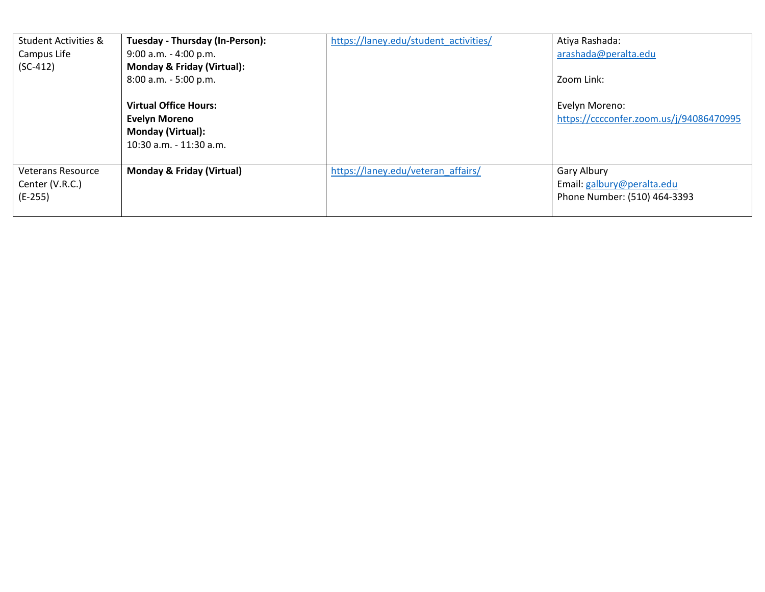| | | | |
|---|---|---|---|
| Student Activities & Campus Life (SC-412) | **Tuesday - Thursday (In-Person):**<br>9:00 a.m. - 4:00 p.m.<br>**Monday & Friday (Virtual):**<br>8:00 a.m. - 5:00 p.m.<br><br>**Virtual Office Hours:**<br>**Evelyn Moreno**<br>**Monday (Virtual):**<br>10:30 a.m. - 11:30 a.m. | https://laney.edu/student_activities/ | Atiya Rashada:<br>arashada@peralta.edu<br><br>Zoom Link:<br><br>Evelyn Moreno:<br>https://cccconfer.zoom.us/j/94086470995 |
| Veterans Resource Center (V.R.C.) (E-255) | **Monday & Friday (Virtual)** | https://laney.edu/veteran_affairs/ | Gary Albury<br>Email: galbury@peralta.edu<br>Phone Number: (510) 464-3393 |